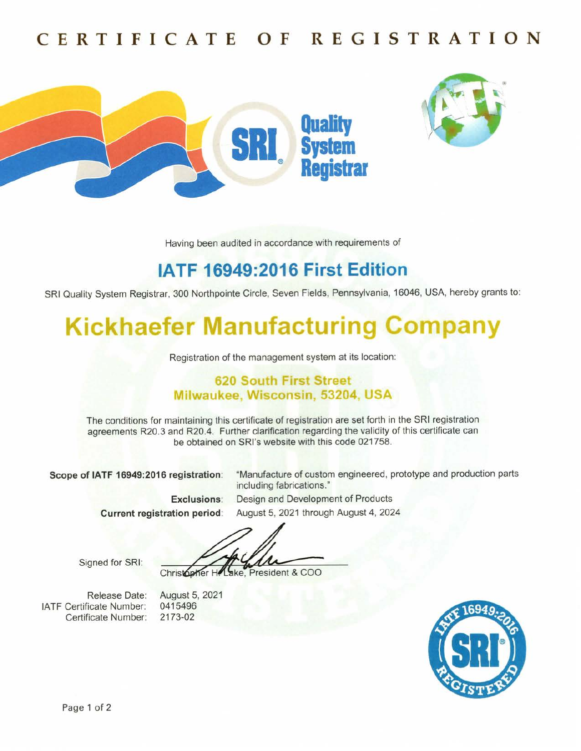# CERTIFICATE OF REGISTRATION

Having been audited in accordance with requirements of

## IATF 16949:2016 First Edition

SRI Quality System Registrar, 300 Northpointe Circle, Seven Fields, Pennsylvania, 16046, USA, hereby grants to:

# Kickhaefer Manufacturing Company

Registration of the management system at its location:

**620 South First Street**
**Milwaukee, Wisconsin, 53204, USA**

The conditions for maintaining this certificate of registration are set forth in the SRI registration agreements R20.3 and R20.4. Further clarification regarding the validity of this certificate can be obtained on SRI's website with this code 021758.

**Scope of IATF 16949:2016 registration**: "Manufacture of custom engineered, prototype and production parts including fabrications."

**Exclusions**: Design and Development of Products

**Current registration period**: August 5, 2021 through August 4, 2024

Signed for SRI: Christopher H. Lake, President & COO

Release Date: August 5, 2021
IATF Certificate Number: 0415496
Certificate Number: 2173-02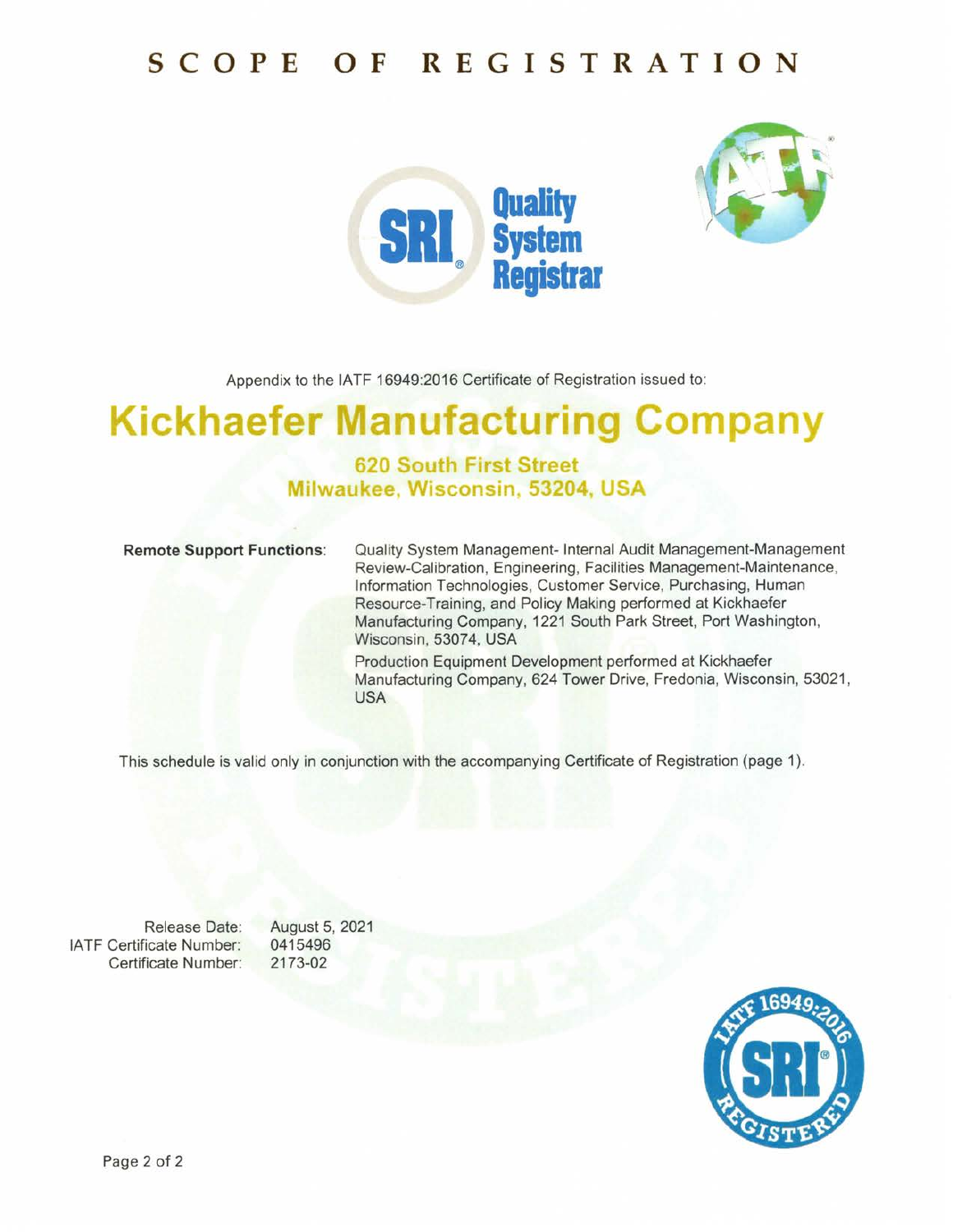# SCOPE OF REGISTRATION

Quality System Registrar

Appendix to the IATF 16949:2016 Certificate of Registration issued to:

## Kickhaefer Manufacturing Company

**620 South First Street**
**Milwaukee, Wisconsin, 53204, USA**

**Remote Support Functions**: Quality System Management- Internal Audit Management-Management Review-Calibration, Engineering, Facilities Management-Maintenance, Information Technologies, Customer Service, Purchasing, Human Resource-Training, and Policy Making performed at Kickhaefer Manufacturing Company, 1221 South Park Street, Port Washington, Wisconsin, 53074, USA

Production Equipment Development performed at Kickhaefer Manufacturing Company, 624 Tower Drive, Fredonia, Wisconsin, 53021, USA

This schedule is valid only in conjunction with the accompanying Certificate of Registration (page 1).

Release Date: August 5, 2021
IATF Certificate Number: 0415496
Certificate Number: 2173-02

IATF 16949:2016 SRI REGISTERED